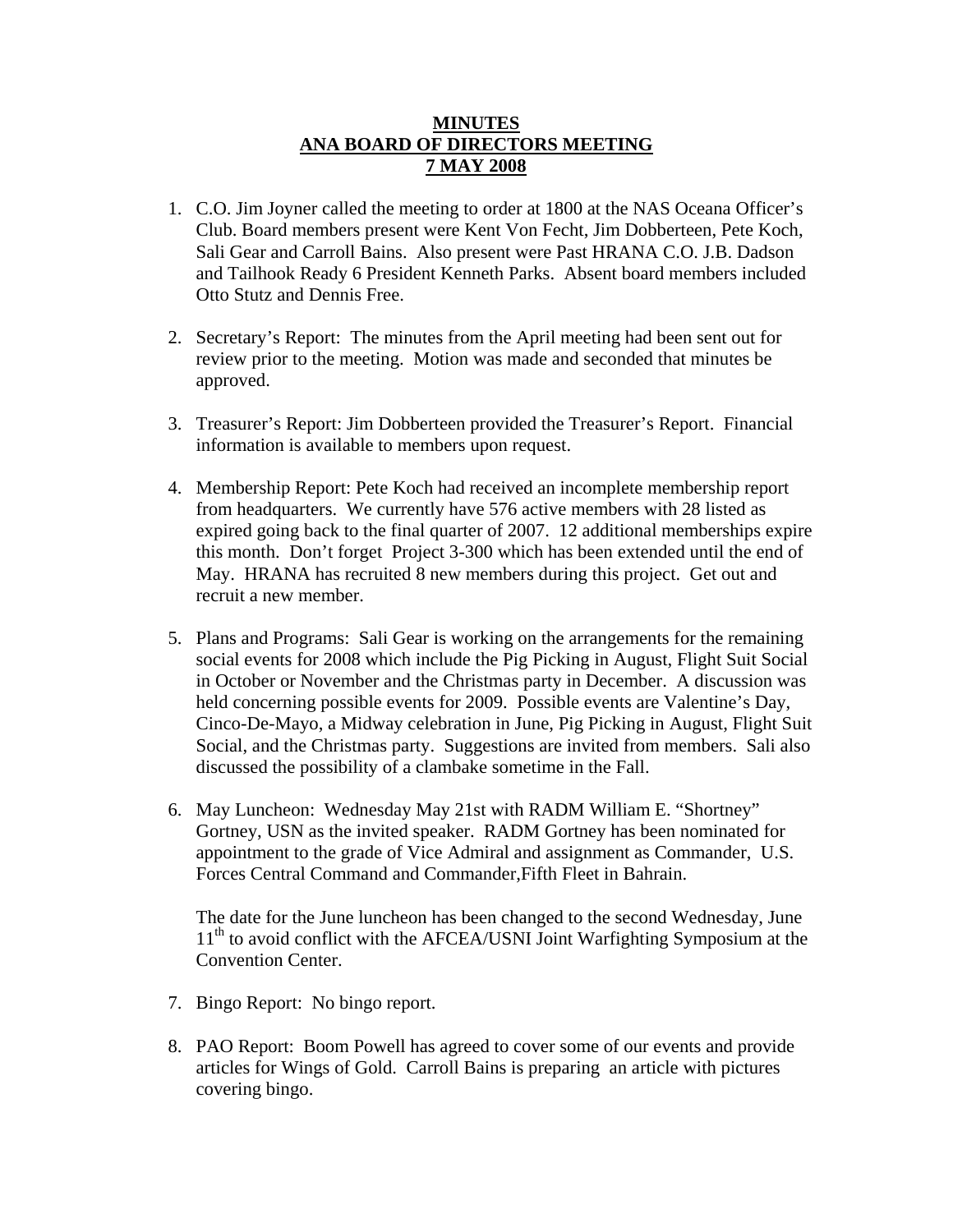# MINUTES
# ANA BOARD OF DIRECTORS MEETING
# 7 MAY 2008

1. C.O. Jim Joyner called the meeting to order at 1800 at the NAS Oceana Officer's Club. Board members present were Kent Von Fecht, Jim Dobberteen, Pete Koch, Sali Gear and Carroll Bains. Also present were Past HRANA C.O. J.B. Dadson and Tailhook Ready 6 President Kenneth Parks. Absent board members included Otto Stutz and Dennis Free.

2. Secretary's Report: The minutes from the April meeting had been sent out for review prior to the meeting. Motion was made and seconded that minutes be approved.

3. Treasurer's Report: Jim Dobberteen provided the Treasurer's Report. Financial information is available to members upon request.

4. Membership Report: Pete Koch had received an incomplete membership report from headquarters. We currently have 576 active members with 28 listed as expired going back to the final quarter of 2007. 12 additional memberships expire this month. Don't forget Project 3-300 which has been extended until the end of May. HRANA has recruited 8 new members during this project. Get out and recruit a new member.

5. Plans and Programs: Sali Gear is working on the arrangements for the remaining social events for 2008 which include the Pig Picking in August, Flight Suit Social in October or November and the Christmas party in December. A discussion was held concerning possible events for 2009. Possible events are Valentine's Day, Cinco-De-Mayo, a Midway celebration in June, Pig Picking in August, Flight Suit Social, and the Christmas party. Suggestions are invited from members. Sali also discussed the possibility of a clambake sometime in the Fall.

6. May Luncheon: Wednesday May 21st with RADM William E. "Shortney" Gortney, USN as the invited speaker. RADM Gortney has been nominated for appointment to the grade of Vice Admiral and assignment as Commander, U.S. Forces Central Command and Commander,Fifth Fleet in Bahrain.

   The date for the June luncheon has been changed to the second Wednesday, June 11th to avoid conflict with the AFCEA/USNI Joint Warfighting Symposium at the Convention Center.

7. Bingo Report: No bingo report.

8. PAO Report: Boom Powell has agreed to cover some of our events and provide articles for Wings of Gold. Carroll Bains is preparing an article with pictures covering bingo.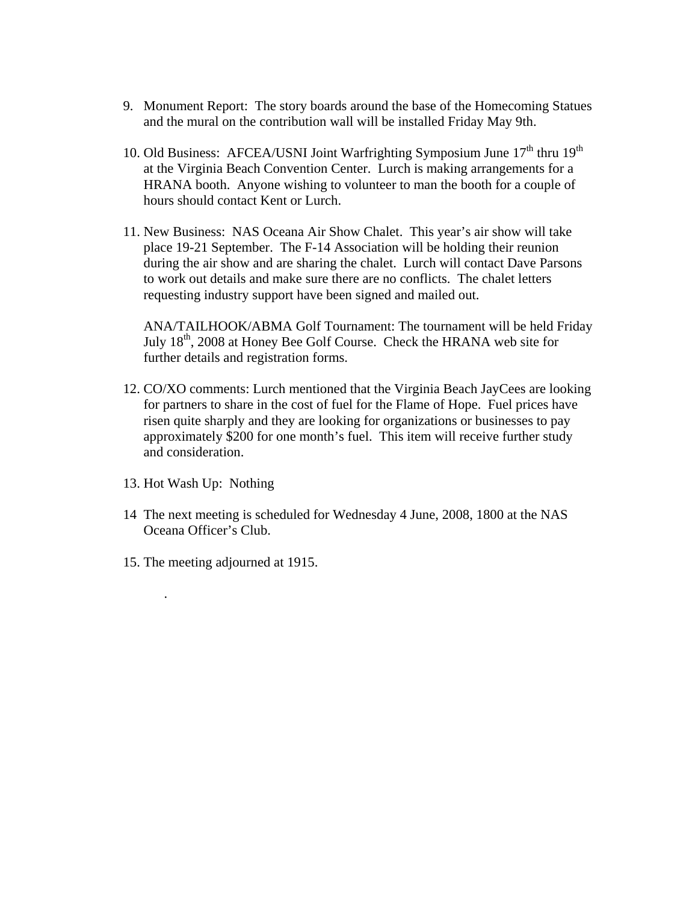9. Monument Report: The story boards around the base of the Homecoming Statues and the mural on the contribution wall will be installed Friday May 9th.

10. Old Business: AFCEA/USNI Joint Warfrighting Symposium June 17th thru 19th at the Virginia Beach Convention Center. Lurch is making arrangements for a HRANA booth. Anyone wishing to volunteer to man the booth for a couple of hours should contact Kent or Lurch.

11. New Business: NAS Oceana Air Show Chalet. This year's air show will take place 19-21 September. The F-14 Association will be holding their reunion during the air show and are sharing the chalet. Lurch will contact Dave Parsons to work out details and make sure there are no conflicts. The chalet letters requesting industry support have been signed and mailed out.

    ANA/TAILHOOK/ABMA Golf Tournament: The tournament will be held Friday July 18th, 2008 at Honey Bee Golf Course. Check the HRANA web site for further details and registration forms.

12. CO/XO comments: Lurch mentioned that the Virginia Beach JayCees are looking for partners to share in the cost of fuel for the Flame of Hope. Fuel prices have risen quite sharply and they are looking for organizations or businesses to pay approximately $200 for one month's fuel. This item will receive further study and consideration.

13. Hot Wash Up: Nothing

14 The next meeting is scheduled for Wednesday 4 June, 2008, 1800 at the NAS Oceana Officer's Club.

15. The meeting adjourned at 1915.